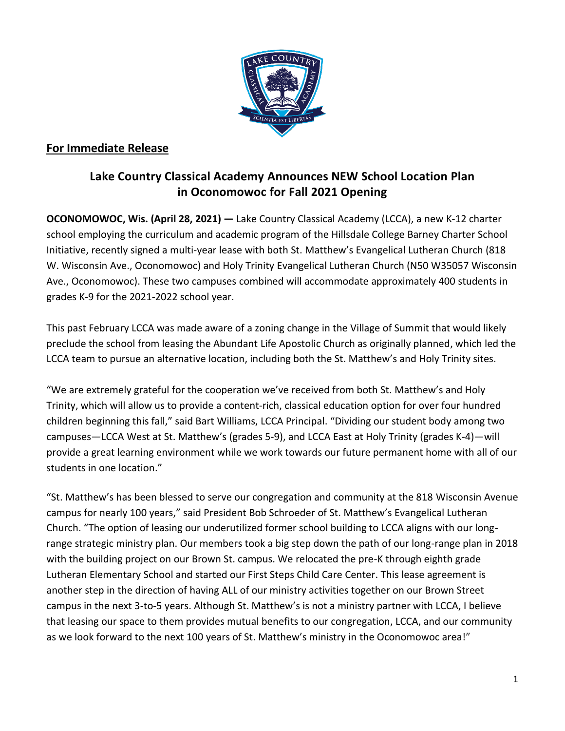**For Immediate Release**

## Lake Country Classical Academy Announces NEW School Location Plan in Oconomowoc for Fall 2021 Opening

**OCONOMOWOC, Wis. (April 28, 2021) —** Lake Country Classical Academy (LCCA), a new K-12 charter school employing the curriculum and academic program of the Hillsdale College Barney Charter School Initiative, recently signed a multi-year lease with both St. Matthew's Evangelical Lutheran Church (818 W. Wisconsin Ave., Oconomowoc) and Holy Trinity Evangelical Lutheran Church (N50 W35057 Wisconsin Ave., Oconomowoc). These two campuses combined will accommodate approximately 400 students in grades K-9 for the 2021-2022 school year.

This past February LCCA was made aware of a zoning change in the Village of Summit that would likely preclude the school from leasing the Abundant Life Apostolic Church as originally planned, which led the LCCA team to pursue an alternative location, including both the St. Matthew's and Holy Trinity sites.

"We are extremely grateful for the cooperation we've received from both St. Matthew's and Holy Trinity, which will allow us to provide a content-rich, classical education option for over four hundred children beginning this fall," said Bart Williams, LCCA Principal. "Dividing our student body among two campuses—LCCA West at St. Matthew's (grades 5-9), and LCCA East at Holy Trinity (grades K-4)—will provide a great learning environment while we work towards our future permanent home with all of our students in one location."

"St. Matthew's has been blessed to serve our congregation and community at the 818 Wisconsin Avenue campus for nearly 100 years," said President Bob Schroeder of St. Matthew's Evangelical Lutheran Church. "The option of leasing our underutilized former school building to LCCA aligns with our long-range strategic ministry plan. Our members took a big step down the path of our long-range plan in 2018 with the building project on our Brown St. campus. We relocated the pre-K through eighth grade Lutheran Elementary School and started our First Steps Child Care Center. This lease agreement is another step in the direction of having ALL of our ministry activities together on our Brown Street campus in the next 3-to-5 years. Although St. Matthew's is not a ministry partner with LCCA, I believe that leasing our space to them provides mutual benefits to our congregation, LCCA, and our community as we look forward to the next 100 years of St. Matthew's ministry in the Oconomowoc area!"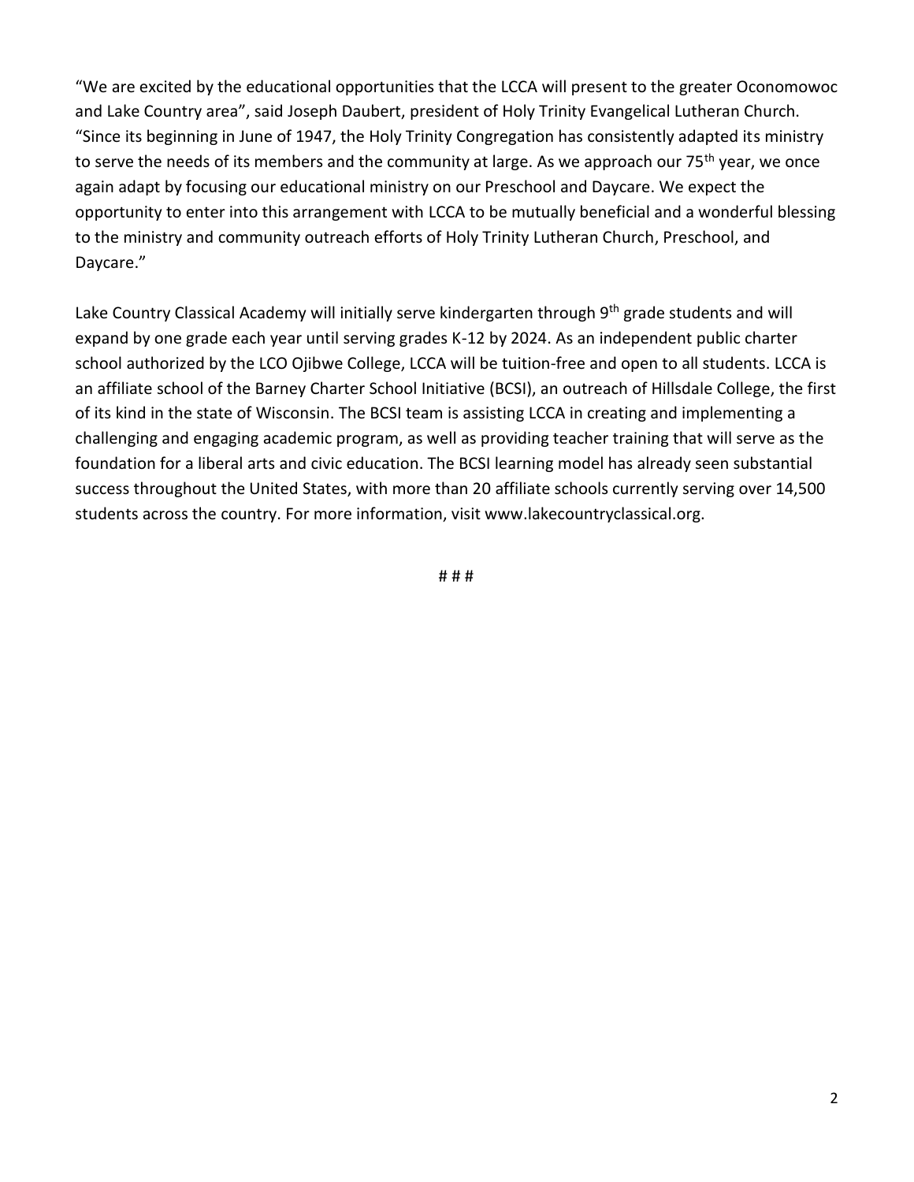"We are excited by the educational opportunities that the LCCA will present to the greater Oconomowoc and Lake Country area", said Joseph Daubert, president of Holy Trinity Evangelical Lutheran Church. "Since its beginning in June of 1947, the Holy Trinity Congregation has consistently adapted its ministry to serve the needs of its members and the community at large. As we approach our 75th year, we once again adapt by focusing our educational ministry on our Preschool and Daycare. We expect the opportunity to enter into this arrangement with LCCA to be mutually beneficial and a wonderful blessing to the ministry and community outreach efforts of Holy Trinity Lutheran Church, Preschool, and Daycare."

Lake Country Classical Academy will initially serve kindergarten through 9th grade students and will expand by one grade each year until serving grades K-12 by 2024. As an independent public charter school authorized by the LCO Ojibwe College, LCCA will be tuition-free and open to all students. LCCA is an affiliate school of the Barney Charter School Initiative (BCSI), an outreach of Hillsdale College, the first of its kind in the state of Wisconsin. The BCSI team is assisting LCCA in creating and implementing a challenging and engaging academic program, as well as providing teacher training that will serve as the foundation for a liberal arts and civic education. The BCSI learning model has already seen substantial success throughout the United States, with more than 20 affiliate schools currently serving over 14,500 students across the country. For more information, visit www.lakecountryclassical.org.

# # #